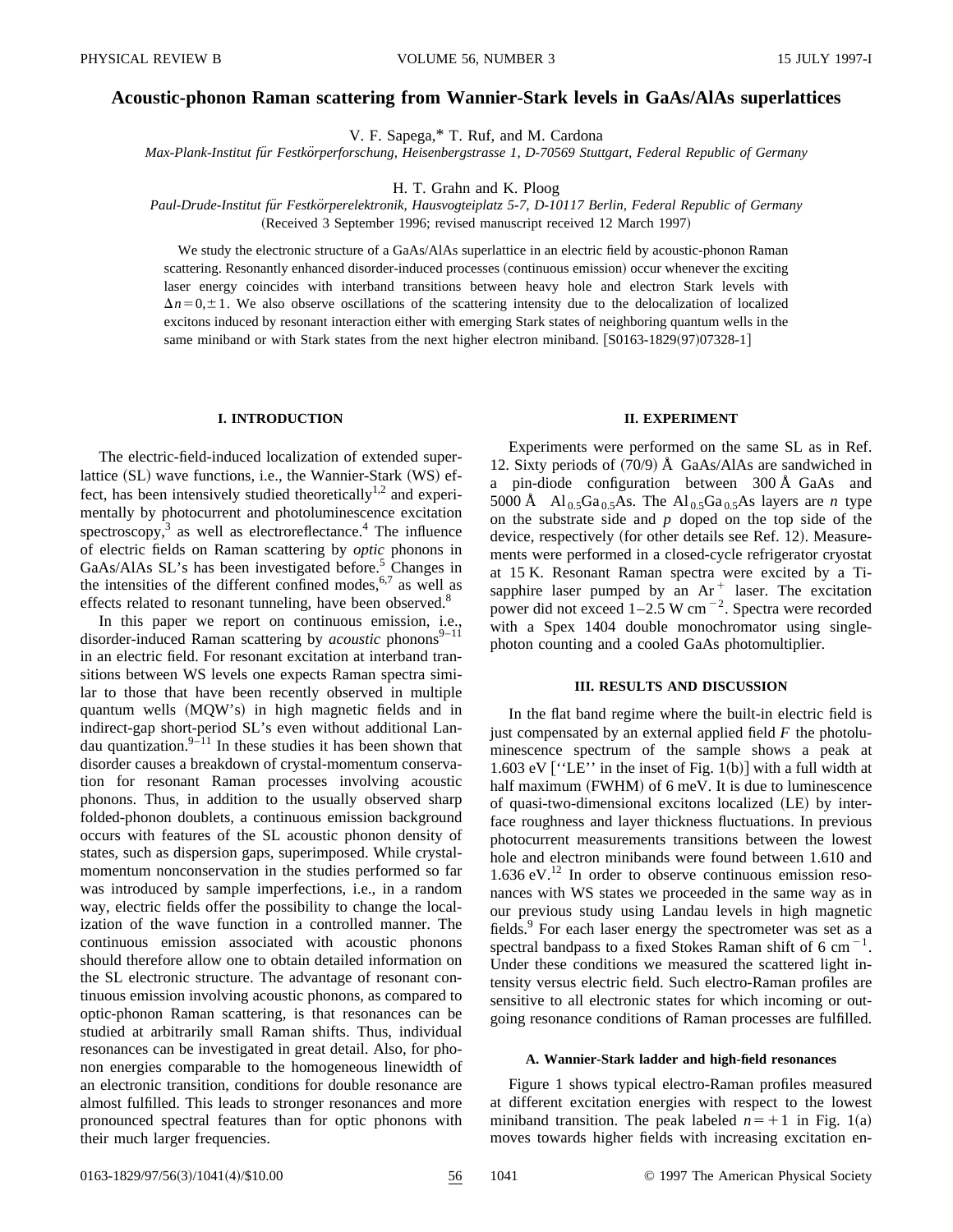# Acoustic-phonon Raman scattering from Wannier-Stark levels in GaAs/AlAs superlattices

V. F. Sapega,* T. Ruf, and M. Cardona

*Max-Plank-Institut für Festkörperforschung, Heisenbergstrasse 1, D-70569 Stuttgart, Federal Republic of Germany*

H. T. Grahn and K. Ploog

*Paul-Drude-Institut für Festkörperelektronik, Hausvogteiplatz 5-7, D-10117 Berlin, Federal Republic of Germany*

(Received 3 September 1996; revised manuscript received 12 March 1997)

We study the electronic structure of a GaAs/AlAs superlattice in an electric field by acoustic-phonon Raman scattering. Resonantly enhanced disorder-induced processes (continuous emission) occur whenever the exciting laser energy coincides with interband transitions between heavy hole and electron Stark levels with $\Delta n = 0, \pm 1$. We also observe oscillations of the scattering intensity due to the delocalization of localized excitons induced by resonant interaction either with emerging Stark states of neighboring quantum wells in the same miniband or with Stark states from the next higher electron miniband. [S0163-1829(97)07328-1]

## I. INTRODUCTION

The electric-field-induced localization of extended superlattice (SL) wave functions, i.e., the Wannier-Stark (WS) effect, has been intensively studied theoretically[1,2] and experimentally by photocurrent and photoluminescence excitation spectroscopy,[3] as well as electroreflectance.[4] The influence of electric fields on Raman scattering by *optic* phonons in GaAs/AlAs SL's has been investigated before.[5] Changes in the intensities of the different confined modes,[6,7] as well as effects related to resonant tunneling, have been observed.[8]

In this paper we report on continuous emission, i.e., disorder-induced Raman scattering by *acoustic* phonons[9–11] in an electric field. For resonant excitation at interband transitions between WS levels one expects Raman spectra similar to those that have been recently observed in multiple quantum wells (MQW's) in high magnetic fields and in indirect-gap short-period SL's even without additional Landau quantization.[9–11] In these studies it has been shown that disorder causes a breakdown of crystal-momentum conservation for resonant Raman processes involving acoustic phonons. Thus, in addition to the usually observed sharp folded-phonon doublets, a continuous emission background occurs with features of the SL acoustic phonon density of states, such as dispersion gaps, superimposed. While crystal-momentum nonconservation in the studies performed so far was introduced by sample imperfections, i.e., in a random way, electric fields offer the possibility to change the localization of the wave function in a controlled manner. The continuous emission associated with acoustic phonons should therefore allow one to obtain detailed information on the SL electronic structure. The advantage of resonant continuous emission involving acoustic phonons, as compared to optic-phonon Raman scattering, is that resonances can be studied at arbitrarily small Raman shifts. Thus, individual resonances can be investigated in great detail. Also, for phonon energies comparable to the homogeneous linewidth of an electronic transition, conditions for double resonance are almost fulfilled. This leads to stronger resonances and more pronounced spectral features than for optic phonons with their much larger frequencies.

## II. EXPERIMENT

Experiments were performed on the same SL as in Ref. 12. Sixty periods of (70/9) Å GaAs/AlAs are sandwiched in a pin-diode configuration between 300 Å GaAs and 5000 Å $Al_{0.5}Ga_{0.5}As$. The $Al_{0.5}Ga_{0.5}As$ layers are *n* type on the substrate side and *p* doped on the top side of the device, respectively (for other details see Ref. 12). Measurements were performed in a closed-cycle refrigerator cryostat at 15 K. Resonant Raman spectra were excited by a Ti-sapphire laser pumped by an $Ar^+$ laser. The excitation power did not exceed 1–2.5 W cm$^{-2}$. Spectra were recorded with a Spex 1404 double monochromator using single-photon counting and a cooled GaAs photomultiplier.

## III. RESULTS AND DISCUSSION

In the flat band regime where the built-in electric field is just compensated by an external applied field *F* the photoluminescence spectrum of the sample shows a peak at 1.603 eV [''LE'' in the inset of Fig. 1(b)] with a full width at half maximum (FWHM) of 6 meV. It is due to luminescence of quasi-two-dimensional excitons localized (LE) by interface roughness and layer thickness fluctuations. In previous photocurrent measurements transitions between the lowest hole and electron minibands were found between 1.610 and 1.636 eV.[12] In order to observe continuous emission resonances with WS states we proceeded in the same way as in our previous study using Landau levels in high magnetic fields.[9] For each laser energy the spectrometer was set as a spectral bandpass to a fixed Stokes Raman shift of 6 cm$^{-1}$. Under these conditions we measured the scattered light intensity versus electric field. Such electro-Raman profiles are sensitive to all electronic states for which incoming or outgoing resonance conditions of Raman processes are fulfilled.

### A. Wannier-Stark ladder and high-field resonances

Figure 1 shows typical electro-Raman profiles measured at different excitation energies with respect to the lowest miniband transition. The peak labeled $n = +1$ in Fig. 1(a) moves towards higher fields with increasing excitation en-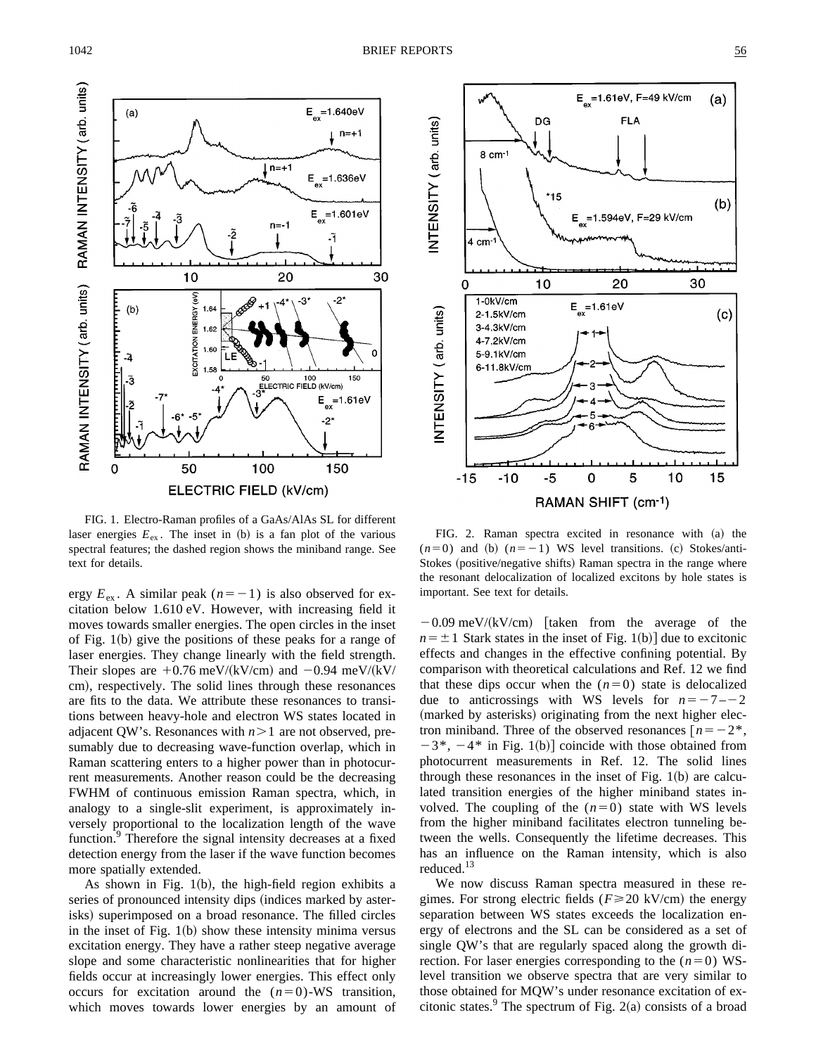FIG. 1. Electro-Raman profiles of a GaAs/AlAs SL for different laser energies $E_{ex}$. The inset in (b) is a fan plot of the various spectral features; the dashed region shows the miniband range. See text for details.

FIG. 2. Raman spectra excited in resonance with (a) the $(n=0)$ and (b) $(n=-1)$ WS level transitions. (c) Stokes/anti-Stokes (positive/negative shifts) Raman spectra in the range where the resonant delocalization of localized excitons by hole states is important. See text for details.

ergy $E_{ex}$. A similar peak $(n=-1)$ is also observed for excitation below 1.610 eV. However, with increasing field it moves towards smaller energies. The open circles in the inset of Fig. 1(b) give the positions of these peaks for a range of laser energies. They change linearly with the field strength. Their slopes are $+0.76$ meV/(kV/cm) and $-0.94$ meV/(kV/cm), respectively. The solid lines through these resonances are fits to the data. We attribute these resonances to transitions between heavy-hole and electron WS states located in adjacent QW's. Resonances with $n>1$ are not observed, presumably due to decreasing wave-function overlap, which in Raman scattering enters to a higher power than in photocurrent measurements. Another reason could be the decreasing FWHM of continuous emission Raman spectra, which, in analogy to a single-slit experiment, is approximately inversely proportional to the localization length of the wave function.[9] Therefore the signal intensity decreases at a fixed detection energy from the laser if the wave function becomes more spatially extended.

As shown in Fig. 1(b), the high-field region exhibits a series of pronounced intensity dips (indices marked by asterisks) superimposed on a broad resonance. The filled circles in the inset of Fig. 1(b) show these intensity minima versus excitation energy. They have a rather steep negative average slope and some characteristic nonlinearities that for higher fields occur at increasingly lower energies. This effect only occurs for excitation around the $(n=0)$-WS transition, which moves towards lower energies by an amount of $-0.09$ meV/(kV/cm) [taken from the average of the $n=\pm 1$ Stark states in the inset of Fig. 1(b)] due to excitonic effects and changes in the effective confining potential. By comparison with theoretical calculations and Ref. 12 we find that these dips occur when the $(n=0)$ state is delocalized due to anticrossings with WS levels for $n=-7--2$ (marked by asterisks) originating from the next higher electron miniband. Three of the observed resonances [$n=-2^*$, $-3^*$, $-4^*$ in Fig. 1(b)] coincide with those obtained from photocurrent measurements in Ref. 12. The solid lines through these resonances in the inset of Fig. 1(b) are calculated transition energies of the higher miniband states involved. The coupling of the $(n=0)$ state with WS levels from the higher miniband facilitates electron tunneling between the wells. Consequently the lifetime decreases. This has an influence on the Raman intensity, which is also reduced.[13]

We now discuss Raman spectra measured in these regimes. For strong electric fields ($F \geqslant 20$ kV/cm) the energy separation between WS states exceeds the localization energy of electrons and the SL can be considered as a set of single QW's that are regularly spaced along the growth direction. For laser energies corresponding to the $(n=0)$ WS-level transition we observe spectra that are very similar to those obtained for MQW's under resonance excitation of excitonic states.[9] The spectrum of Fig. 2(a) consists of a broad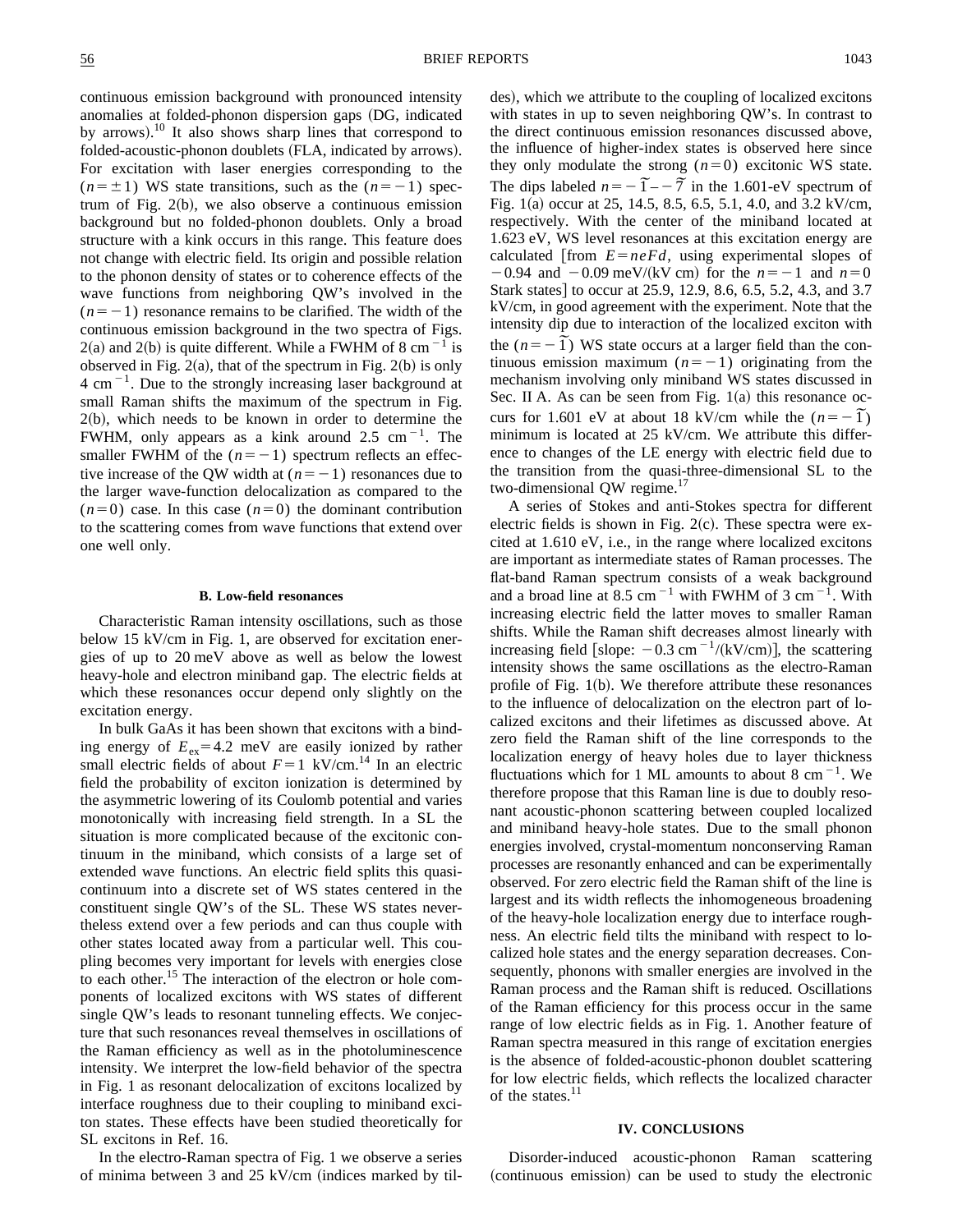continuous emission background with pronounced intensity anomalies at folded-phonon dispersion gaps (DG, indicated by arrows).[10] It also shows sharp lines that correspond to folded-acoustic-phonon doublets (FLA, indicated by arrows). For excitation with laser energies corresponding to the $(n=\pm 1)$ WS state transitions, such as the $(n=-1)$ spectrum of Fig. 2(b), we also observe a continuous emission background but no folded-phonon doublets. Only a broad structure with a kink occurs in this range. This feature does not change with electric field. Its origin and possible relation to the phonon density of states or to coherence effects of the wave functions from neighboring QW's involved in the $(n=-1)$ resonance remains to be clarified. The width of the continuous emission background in the two spectra of Figs. 2(a) and 2(b) is quite different. While a FWHM of 8 $\text{cm}^{-1}$ is observed in Fig. 2(a), that of the spectrum in Fig. 2(b) is only 4 $\text{cm}^{-1}$. Due to the strongly increasing laser background at small Raman shifts the maximum of the spectrum in Fig. 2(b), which needs to be known in order to determine the FWHM, only appears as a kink around 2.5 $\text{cm}^{-1}$. The smaller FWHM of the $(n=-1)$ spectrum reflects an effective increase of the QW width at $(n=-1)$ resonances due to the larger wave-function delocalization as compared to the $(n=0)$ case. In this case $(n=0)$ the dominant contribution to the scattering comes from wave functions that extend over one well only.

### B. Low-field resonances

Characteristic Raman intensity oscillations, such as those below 15 kV/cm in Fig. 1, are observed for excitation energies of up to 20 meV above as well as below the lowest heavy-hole and electron miniband gap. The electric fields at which these resonances occur depend only slightly on the excitation energy.

In bulk GaAs it has been shown that excitons with a binding energy of $E_{\text{ex}}=4.2$ meV are easily ionized by rather small electric fields of about $F=1$ kV/cm.[14] In an electric field the probability of exciton ionization is determined by the asymmetric lowering of its Coulomb potential and varies monotonically with increasing field strength. In a SL the situation is more complicated because of the excitonic continuum in the miniband, which consists of a large set of extended wave functions. An electric field splits this quasicontinuum into a discrete set of WS states centered in the constituent single QW's of the SL. These WS states nevertheless extend over a few periods and can thus couple with other states located away from a particular well. This coupling becomes very important for levels with energies close to each other.[15] The interaction of the electron or hole components of localized excitons with WS states of different single QW's leads to resonant tunneling effects. We conjecture that such resonances reveal themselves in oscillations of the Raman efficiency as well as in the photoluminescence intensity. We interpret the low-field behavior of the spectra in Fig. 1 as resonant delocalization of excitons localized by interface roughness due to their coupling to miniband exciton states. These effects have been studied theoretically for SL excitons in Ref. 16.

In the electro-Raman spectra of Fig. 1 we observe a series of minima between 3 and 25 kV/cm (indices marked by tildes), which we attribute to the coupling of localized excitons with states in up to seven neighboring QW's. In contrast to the direct continuous emission resonances discussed above, the influence of higher-index states is observed here since they only modulate the strong $(n=0)$ excitonic WS state. The dips labeled $n=-\tilde{1}$–$-\tilde{7}$ in the 1.601-eV spectrum of Fig. 1(a) occur at 25, 14.5, 8.5, 6.5, 5.1, 4.0, and 3.2 kV/cm, respectively. With the center of the miniband located at 1.623 eV, WS level resonances at this excitation energy are calculated [from $E=neFd$, using experimental slopes of $-0.94$ and $-0.09$ meV/(kV cm) for the $n=-1$ and $n=0$ Stark states] to occur at 25.9, 12.9, 8.6, 6.5, 5.2, 4.3, and 3.7 kV/cm, in good agreement with the experiment. Note that the intensity dip due to interaction of the localized exciton with the $(n=-\tilde{1})$ WS state occurs at a larger field than the continuous emission maximum $(n=-1)$ originating from the mechanism involving only miniband WS states discussed in Sec. II A. As can be seen from Fig. 1(a) this resonance occurs for 1.601 eV at about 18 kV/cm while the $(n=-\tilde{1})$ minimum is located at 25 kV/cm. We attribute this difference to changes of the LE energy with electric field due to the transition from the quasi-three-dimensional SL to the two-dimensional QW regime.[17]

A series of Stokes and anti-Stokes spectra for different electric fields is shown in Fig. 2(c). These spectra were excited at 1.610 eV, i.e., in the range where localized excitons are important as intermediate states of Raman processes. The flat-band Raman spectrum consists of a weak background and a broad line at 8.5 $\text{cm}^{-1}$ with FWHM of 3 $\text{cm}^{-1}$. With increasing electric field the latter moves to smaller Raman shifts. While the Raman shift decreases almost linearly with increasing field [slope: $-0.3$ $\text{cm}^{-1}$/(kV/cm)], the scattering intensity shows the same oscillations as the electro-Raman profile of Fig. 1(b). We therefore attribute these resonances to the influence of delocalization on the electron part of localized excitons and their lifetimes as discussed above. At zero field the Raman shift of the line corresponds to the localization energy of heavy holes due to layer thickness fluctuations which for 1 ML amounts to about 8 $\text{cm}^{-1}$. We therefore propose that this Raman line is due to doubly resonant acoustic-phonon scattering between coupled localized and miniband heavy-hole states. Due to the small phonon energies involved, crystal-momentum nonconserving Raman processes are resonantly enhanced and can be experimentally observed. For zero electric field the Raman shift of the line is largest and its width reflects the inhomogeneous broadening of the heavy-hole localization energy due to interface roughness. An electric field tilts the miniband with respect to localized hole states and the energy separation decreases. Consequently, phonons with smaller energies are involved in the Raman process and the Raman shift is reduced. Oscillations of the Raman efficiency for this process occur in the same range of low electric fields as in Fig. 1. Another feature of Raman spectra measured in this range of excitation energies is the absence of folded-acoustic-phonon doublet scattering for low electric fields, which reflects the localized character of the states.[11]

## IV. CONCLUSIONS

Disorder-induced acoustic-phonon Raman scattering (continuous emission) can be used to study the electronic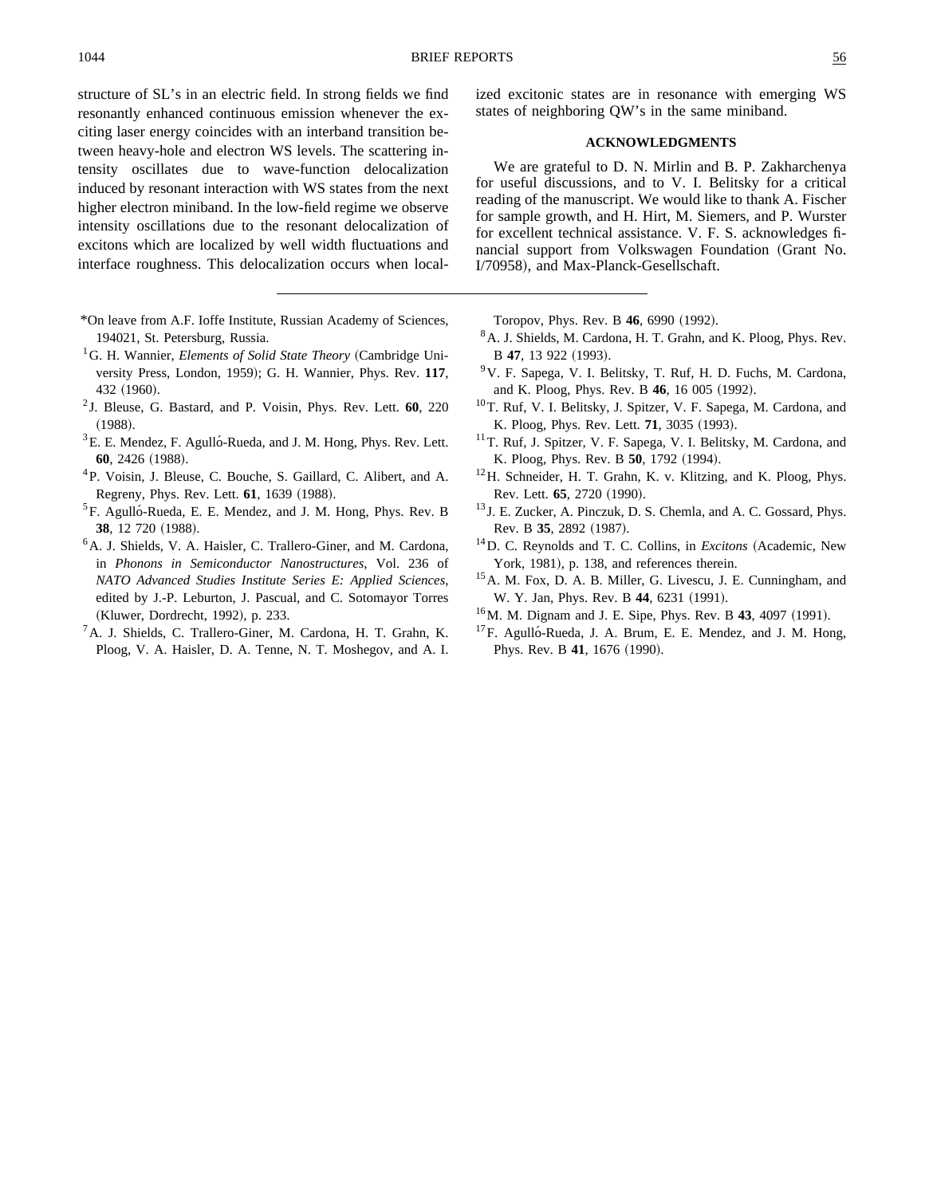structure of SL's in an electric field. In strong fields we find resonantly enhanced continuous emission whenever the exciting laser energy coincides with an interband transition between heavy-hole and electron WS levels. The scattering intensity oscillates due to wave-function delocalization induced by resonant interaction with WS states from the next higher electron miniband. In the low-field regime we observe intensity oscillations due to the resonant delocalization of excitons which are localized by well width fluctuations and interface roughness. This delocalization occurs when localized excitonic states are in resonance with emerging WS states of neighboring QW's in the same miniband.

### ACKNOWLEDGMENTS

We are grateful to D. N. Mirlin and B. P. Zakharchenya for useful discussions, and to V. I. Belitsky for a critical reading of the manuscript. We would like to thank A. Fischer for sample growth, and H. Hirt, M. Siemers, and P. Wurster for excellent technical assistance. V. F. S. acknowledges financial support from Volkswagen Foundation (Grant No. I/70958), and Max-Planck-Gesellschaft.

---

*On leave from A.F. Ioffe Institute, Russian Academy of Sciences, 194021, St. Petersburg, Russia.

[1] G. H. Wannier, *Elements of Solid State Theory* (Cambridge University Press, London, 1959); G. H. Wannier, Phys. Rev. **117**, 432 (1960).

[2] J. Bleuse, G. Bastard, and P. Voisin, Phys. Rev. Lett. **60**, 220 (1988).

[3] E. E. Mendez, F. Agulló-Rueda, and J. M. Hong, Phys. Rev. Lett. **60**, 2426 (1988).

[4] P. Voisin, J. Bleuse, C. Bouche, S. Gaillard, C. Alibert, and A. Regreny, Phys. Rev. Lett. **61**, 1639 (1988).

[5] F. Agulló-Rueda, E. E. Mendez, and J. M. Hong, Phys. Rev. B **38**, 12 720 (1988).

[6] A. J. Shields, V. A. Haisler, C. Trallero-Giner, and M. Cardona, in *Phonons in Semiconductor Nanostructures*, Vol. 236 of *NATO Advanced Studies Institute Series E: Applied Sciences*, edited by J.-P. Leburton, J. Pascual, and C. Sotomayor Torres (Kluwer, Dordrecht, 1992), p. 233.

[7] A. J. Shields, C. Trallero-Giner, M. Cardona, H. T. Grahn, K. Ploog, V. A. Haisler, D. A. Tenne, N. T. Moshegov, and A. I. Toropov, Phys. Rev. B **46**, 6990 (1992).

[8] A. J. Shields, M. Cardona, H. T. Grahn, and K. Ploog, Phys. Rev. B **47**, 13 922 (1993).

[9] V. F. Sapega, V. I. Belitsky, T. Ruf, H. D. Fuchs, M. Cardona, and K. Ploog, Phys. Rev. B **46**, 16 005 (1992).

[10] T. Ruf, V. I. Belitsky, J. Spitzer, V. F. Sapega, M. Cardona, and K. Ploog, Phys. Rev. Lett. **71**, 3035 (1993).

[11] T. Ruf, J. Spitzer, V. F. Sapega, V. I. Belitsky, M. Cardona, and K. Ploog, Phys. Rev. B **50**, 1792 (1994).

[12] H. Schneider, H. T. Grahn, K. v. Klitzing, and K. Ploog, Phys. Rev. Lett. **65**, 2720 (1990).

[13] J. E. Zucker, A. Pinczuk, D. S. Chemla, and A. C. Gossard, Phys. Rev. B **35**, 2892 (1987).

[14] D. C. Reynolds and T. C. Collins, in *Excitons* (Academic, New York, 1981), p. 138, and references therein.

[15] A. M. Fox, D. A. B. Miller, G. Livescu, J. E. Cunningham, and W. Y. Jan, Phys. Rev. B **44**, 6231 (1991).

[16] M. M. Dignam and J. E. Sipe, Phys. Rev. B **43**, 4097 (1991).

[17] F. Agulló-Rueda, J. A. Brum, E. E. Mendez, and J. M. Hong, Phys. Rev. B **41**, 1676 (1990).